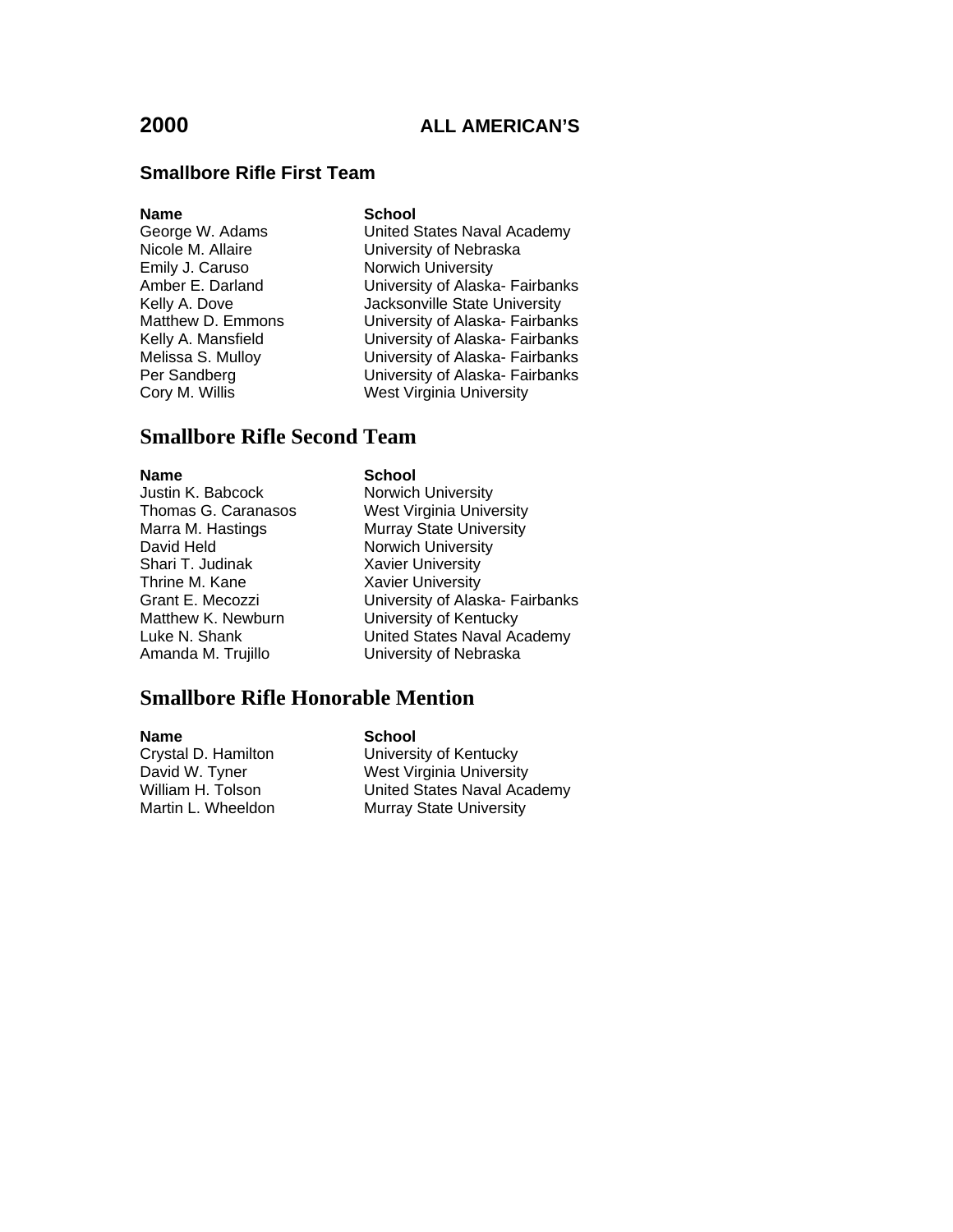# 2000 ALL AMERICAN'S

## Smallbore Rifle First Team

| Name | School |
|---|---|
| George W. Adams | United States Naval Academy |
| Nicole M. Allaire | University of Nebraska |
| Emily J. Caruso | Norwich University |
| Amber E. Darland | University of Alaska- Fairbanks |
| Kelly A. Dove | Jacksonville State University |
| Matthew D. Emmons | University of Alaska- Fairbanks |
| Kelly A. Mansfield | University of Alaska- Fairbanks |
| Melissa S. Mulloy | University of Alaska- Fairbanks |
| Per Sandberg | University of Alaska- Fairbanks |
| Cory M. Willis | West Virginia University |

## Smallbore Rifle Second Team

| Name | School |
|---|---|
| Justin K. Babcock | Norwich University |
| Thomas G. Caranasos | West Virginia University |
| Marra M. Hastings | Murray State University |
| David Held | Norwich University |
| Shari T. Judinak | Xavier University |
| Thrine M. Kane | Xavier University |
| Grant E. Mecozzi | University of Alaska- Fairbanks |
| Matthew K. Newburn | University of Kentucky |
| Luke N. Shank | United States Naval Academy |
| Amanda M. Trujillo | University of Nebraska |

## Smallbore Rifle Honorable Mention

| Name | School |
|---|---|
| Crystal D. Hamilton | University of Kentucky |
| David W. Tyner | West Virginia University |
| William H. Tolson | United States Naval Academy |
| Martin L. Wheeldon | Murray State University |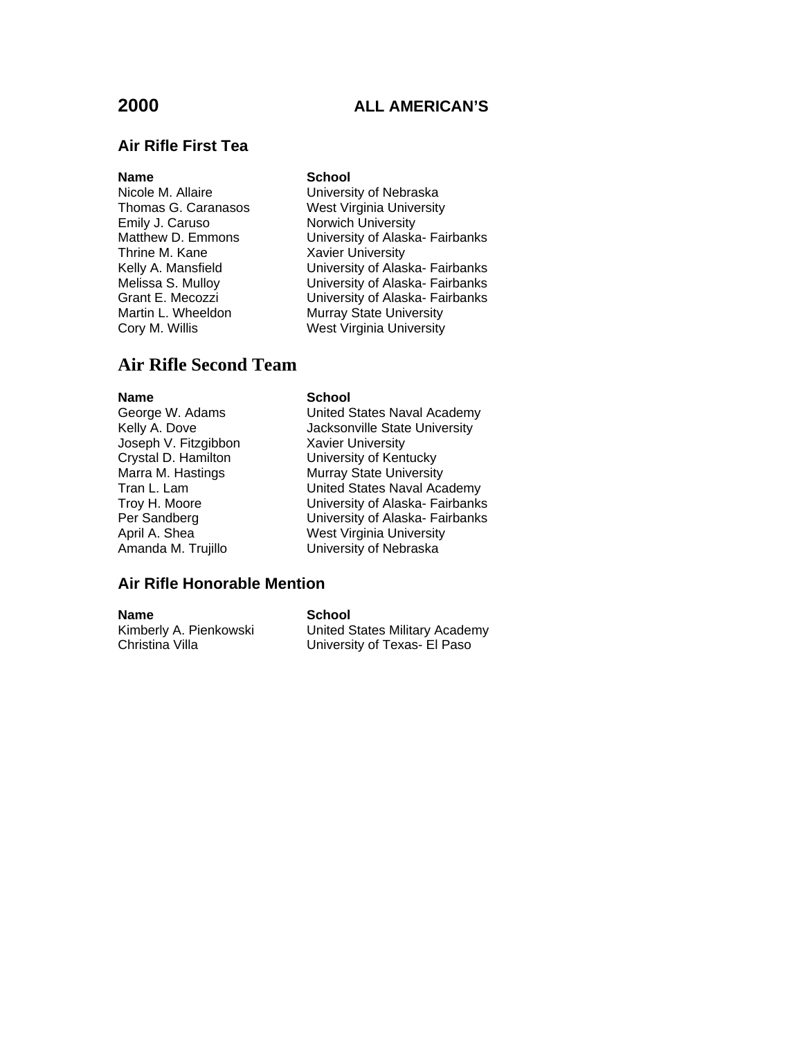# 2000 ALL AMERICAN'S

## Air Rifle First Tea

| Name | School |
| --- | --- |
| Nicole M. Allaire | University of Nebraska |
| Thomas G. Caranasos | West Virginia University |
| Emily J. Caruso | Norwich University |
| Matthew D. Emmons | University of Alaska- Fairbanks |
| Thrine M. Kane | Xavier University |
| Kelly A. Mansfield | University of Alaska- Fairbanks |
| Melissa S. Mulloy | University of Alaska- Fairbanks |
| Grant E. Mecozzi | University of Alaska- Fairbanks |
| Martin L. Wheeldon | Murray State University |
| Cory M. Willis | West Virginia University |

## Air Rifle Second Team

| Name | School |
| --- | --- |
| George W. Adams | United States Naval Academy |
| Kelly A. Dove | Jacksonville State University |
| Joseph V. Fitzgibbon | Xavier University |
| Crystal D. Hamilton | University of Kentucky |
| Marra M. Hastings | Murray State University |
| Tran L. Lam | United States Naval Academy |
| Troy H. Moore | University of Alaska- Fairbanks |
| Per Sandberg | University of Alaska- Fairbanks |
| April A. Shea | West Virginia University |
| Amanda M. Trujillo | University of Nebraska |

## Air Rifle Honorable Mention

| Name | School |
| --- | --- |
| Kimberly A. Pienkowski | United States Military Academy |
| Christina Villa | University of Texas- El Paso |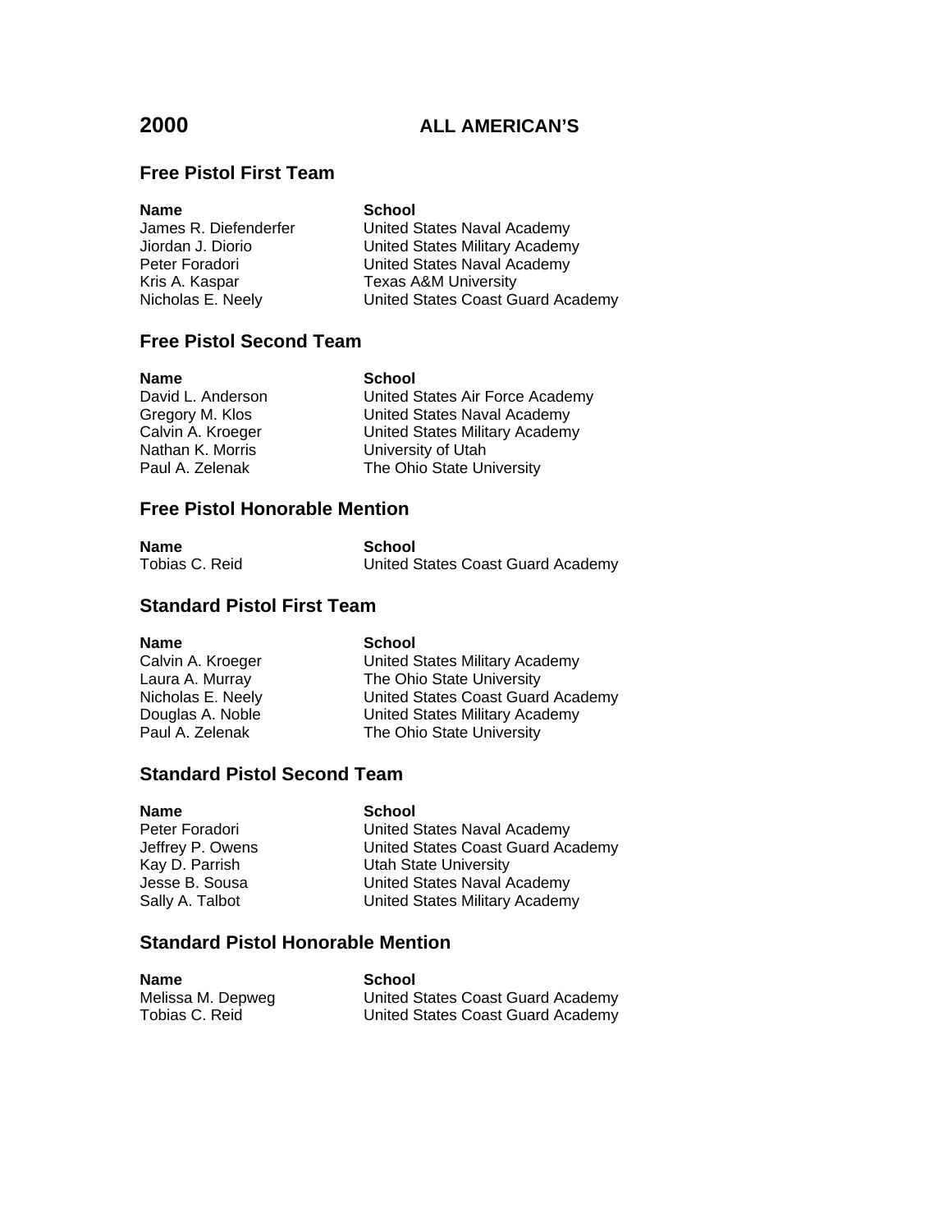# 2000 ALL AMERICAN'S

## Free Pistol First Team

| Name | School |
|---|---|
| James R. Diefenderfer | United States Naval Academy |
| Jiordan J. Diorio | United States Military Academy |
| Peter Foradori | United States Naval Academy |
| Kris A. Kaspar | Texas A&M University |
| Nicholas E. Neely | United States Coast Guard Academy |

## Free Pistol Second Team

| Name | School |
|---|---|
| David L. Anderson | United States Air Force Academy |
| Gregory M. Klos | United States Naval Academy |
| Calvin A. Kroeger | United States Military Academy |
| Nathan K. Morris | University of Utah |
| Paul A. Zelenak | The Ohio State University |

## Free Pistol Honorable Mention

| Name | School |
|---|---|
| Tobias C. Reid | United States Coast Guard Academy |

## Standard Pistol First Team

| Name | School |
|---|---|
| Calvin A. Kroeger | United States Military Academy |
| Laura A. Murray | The Ohio State University |
| Nicholas E. Neely | United States Coast Guard Academy |
| Douglas A. Noble | United States Military Academy |
| Paul A. Zelenak | The Ohio State University |

## Standard Pistol Second Team

| Name | School |
|---|---|
| Peter Foradori | United States Naval Academy |
| Jeffrey P. Owens | United States Coast Guard Academy |
| Kay D. Parrish | Utah State University |
| Jesse B. Sousa | United States Naval Academy |
| Sally A. Talbot | United States Military Academy |

## Standard Pistol Honorable Mention

| Name | School |
|---|---|
| Melissa M. Depweg | United States Coast Guard Academy |
| Tobias C. Reid | United States Coast Guard Academy |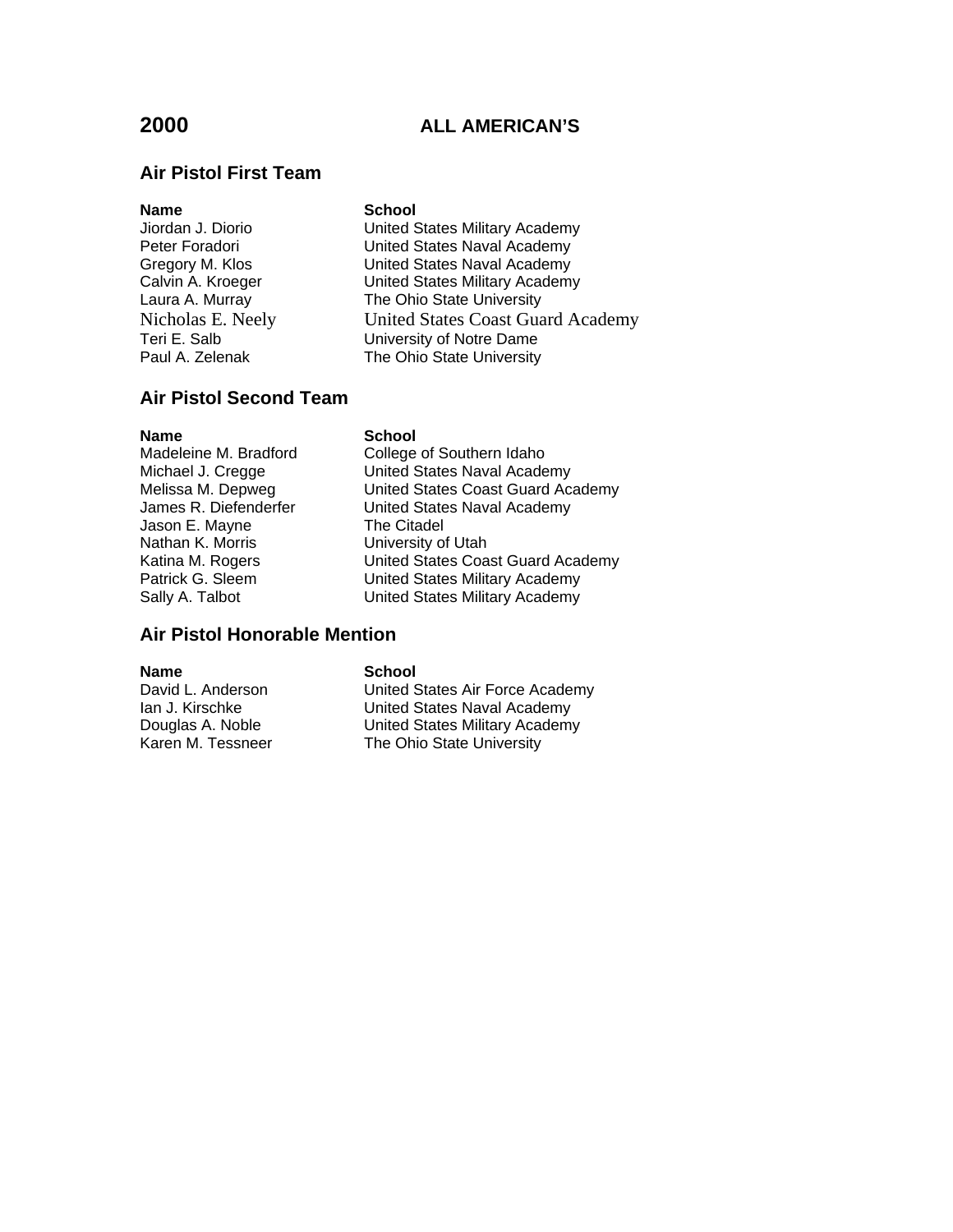# 2000 ALL AMERICAN'S

## Air Pistol First Team

| Name | School |
|---|---|
| Jiordan J. Diorio | United States Military Academy |
| Peter Foradori | United States Naval Academy |
| Gregory M. Klos | United States Naval Academy |
| Calvin A. Kroeger | United States Military Academy |
| Laura A. Murray | The Ohio State University |
| Nicholas E. Neely | United States Coast Guard Academy |
| Teri E. Salb | University of Notre Dame |
| Paul A. Zelenak | The Ohio State University |

## Air Pistol Second Team

| Name | School |
|---|---|
| Madeleine M. Bradford | College of Southern Idaho |
| Michael J. Cregge | United States Naval Academy |
| Melissa M. Depweg | United States Coast Guard Academy |
| James R. Diefenderfer | United States Naval Academy |
| Jason E. Mayne | The Citadel |
| Nathan K. Morris | University of Utah |
| Katina M. Rogers | United States Coast Guard Academy |
| Patrick G. Sleem | United States Military Academy |
| Sally A. Talbot | United States Military Academy |

## Air Pistol Honorable Mention

| Name | School |
|---|---|
| David L. Anderson | United States Air Force Academy |
| Ian J. Kirschke | United States Naval Academy |
| Douglas A. Noble | United States Military Academy |
| Karen M. Tessneer | The Ohio State University |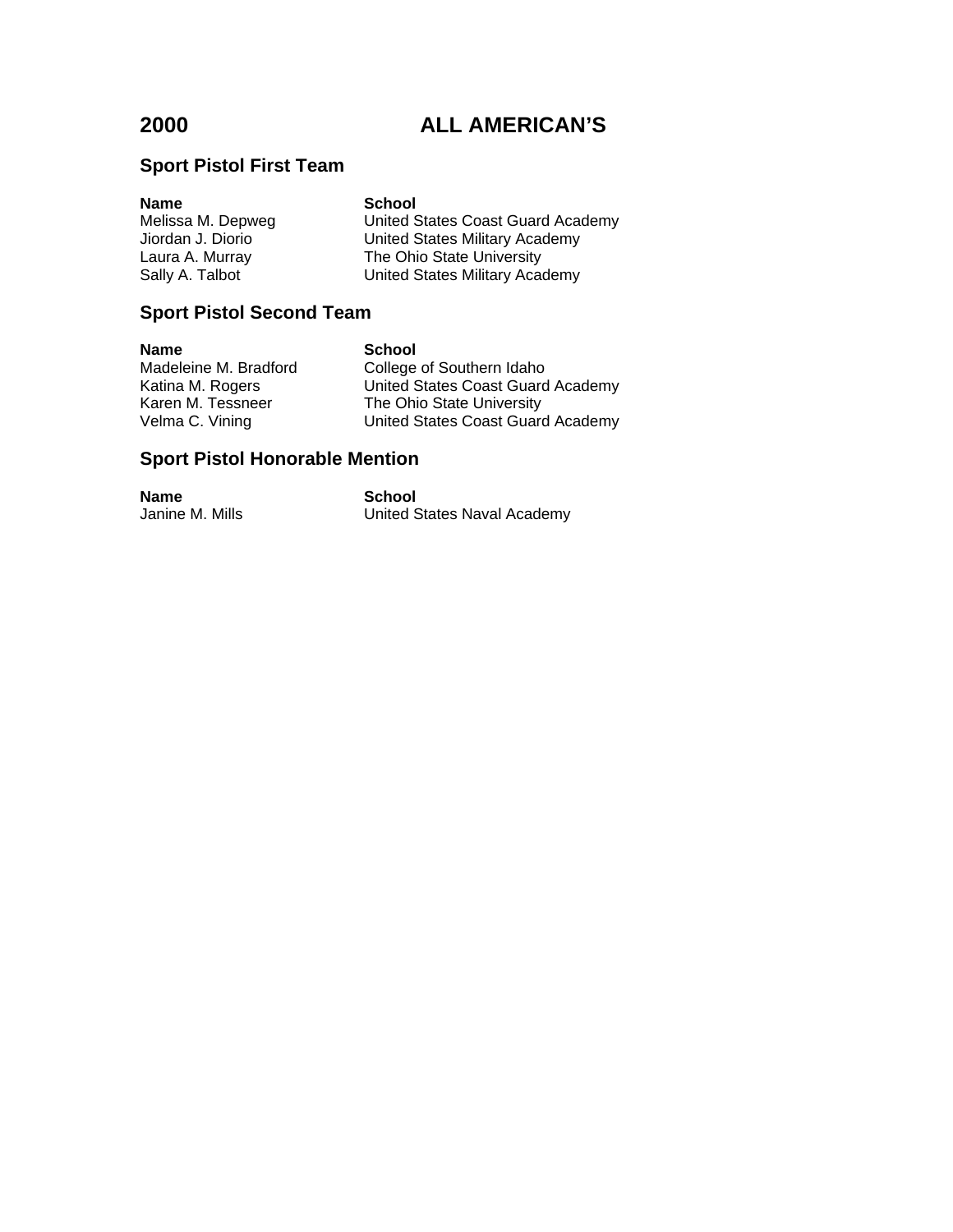# 2000 ALL AMERICAN'S

## Sport Pistol First Team

| Name | School |
|---|---|
| Melissa M. Depweg | United States Coast Guard Academy |
| Jiordan J. Diorio | United States Military Academy |
| Laura A. Murray | The Ohio State University |
| Sally A. Talbot | United States Military Academy |

## Sport Pistol Second Team

| Name | School |
|---|---|
| Madeleine M. Bradford | College of Southern Idaho |
| Katina M. Rogers | United States Coast Guard Academy |
| Karen M. Tessneer | The Ohio State University |
| Velma C. Vining | United States Coast Guard Academy |

## Sport Pistol Honorable Mention

| Name | School |
|---|---|
| Janine M. Mills | United States Naval Academy |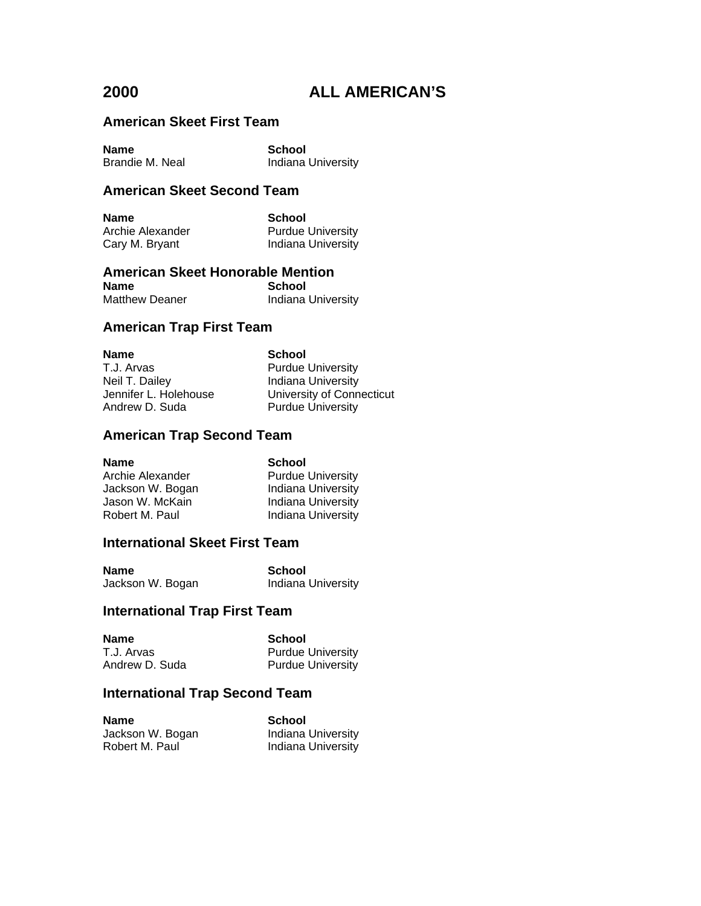# 2000 ALL AMERICAN'S

## American Skeet First Team

| Name | School |
|---|---|
| Brandie M. Neal | Indiana University |

## American Skeet Second Team

| Name | School |
|---|---|
| Archie Alexander | Purdue University |
| Cary M. Bryant | Indiana University |

## American Skeet Honorable Mention

| Name | School |
|---|---|
| Matthew Deaner | Indiana University |

## American Trap First Team

| Name | School |
|---|---|
| T.J. Arvas | Purdue University |
| Neil T. Dailey | Indiana University |
| Jennifer L. Holehouse | University of Connecticut |
| Andrew D. Suda | Purdue University |

## American Trap Second Team

| Name | School |
|---|---|
| Archie Alexander | Purdue University |
| Jackson W. Bogan | Indiana University |
| Jason W. McKain | Indiana University |
| Robert M. Paul | Indiana University |

## International Skeet First Team

| Name | School |
|---|---|
| Jackson W. Bogan | Indiana University |

## International Trap First Team

| Name | School |
|---|---|
| T.J. Arvas | Purdue University |
| Andrew D. Suda | Purdue University |

## International Trap Second Team

| Name | School |
|---|---|
| Jackson W. Bogan | Indiana University |
| Robert M. Paul | Indiana University |